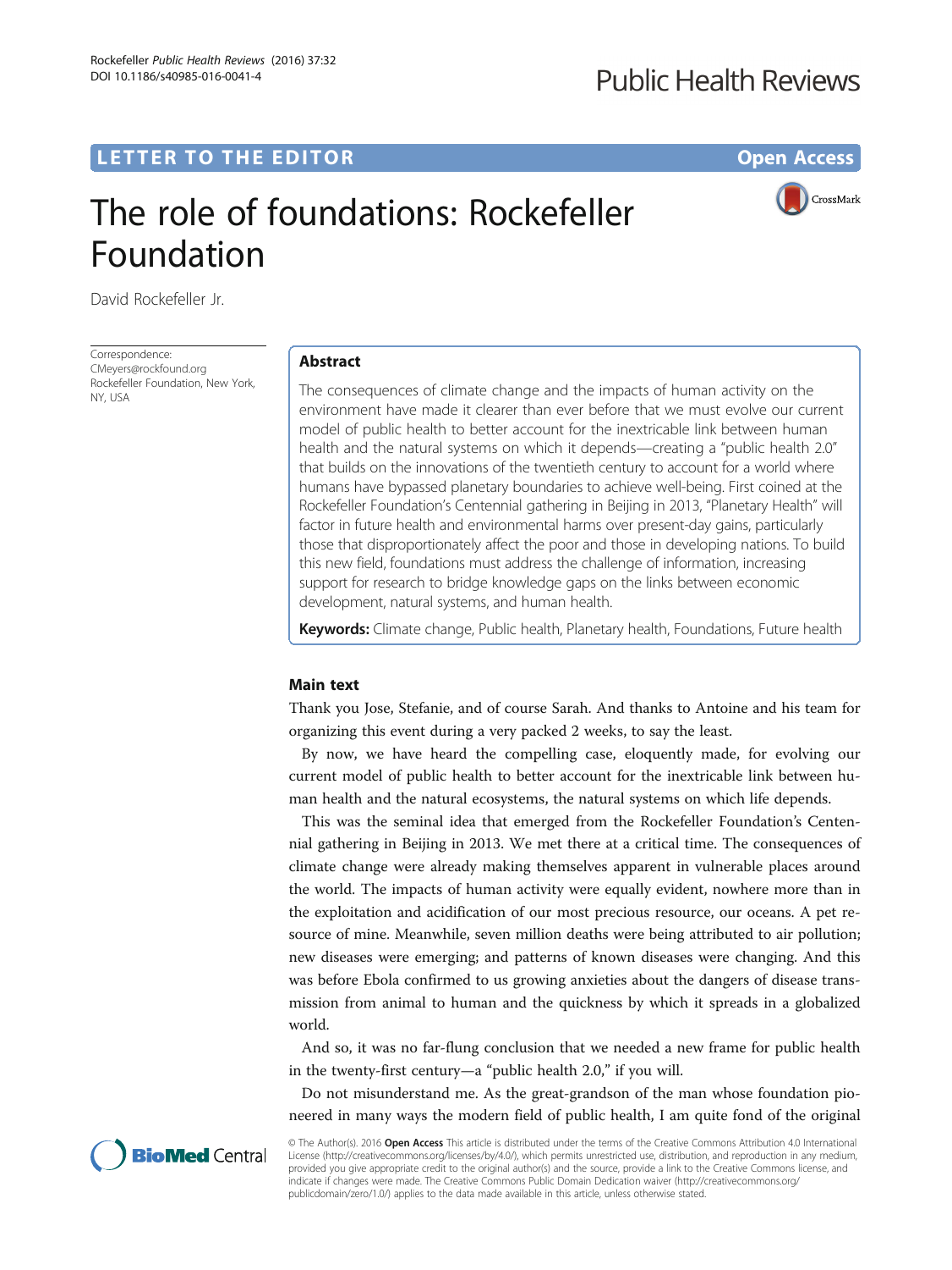LETTER TO THE EDITOR

Open Access

# The role of foundations: Rockefeller Foundation

David Rockefeller Jr.

Correspondence: CMeyers@rockfound.org
Rockefeller Foundation, New York, NY, USA

## Abstract

The consequences of climate change and the impacts of human activity on the environment have made it clearer than ever before that we must evolve our current model of public health to better account for the inextricable link between human health and the natural systems on which it depends—creating a "public health 2.0" that builds on the innovations of the twentieth century to account for a world where humans have bypassed planetary boundaries to achieve well-being. First coined at the Rockefeller Foundation's Centennial gathering in Beijing in 2013, "Planetary Health" will factor in future health and environmental harms over present-day gains, particularly those that disproportionately affect the poor and those in developing nations. To build this new field, foundations must address the challenge of information, increasing support for research to bridge knowledge gaps on the links between economic development, natural systems, and human health.

**Keywords:** Climate change, Public health, Planetary health, Foundations, Future health

## Main text

Thank you Jose, Stefanie, and of course Sarah. And thanks to Antoine and his team for organizing this event during a very packed 2 weeks, to say the least.

By now, we have heard the compelling case, eloquently made, for evolving our current model of public health to better account for the inextricable link between human health and the natural ecosystems, the natural systems on which life depends.

This was the seminal idea that emerged from the Rockefeller Foundation's Centennial gathering in Beijing in 2013. We met there at a critical time. The consequences of climate change were already making themselves apparent in vulnerable places around the world. The impacts of human activity were equally evident, nowhere more than in the exploitation and acidification of our most precious resource, our oceans. A pet resource of mine. Meanwhile, seven million deaths were being attributed to air pollution; new diseases were emerging; and patterns of known diseases were changing. And this was before Ebola confirmed to us growing anxieties about the dangers of disease transmission from animal to human and the quickness by which it spreads in a globalized world.

And so, it was no far-flung conclusion that we needed a new frame for public health in the twenty-first century—a "public health 2.0," if you will.

Do not misunderstand me. As the great-grandson of the man whose foundation pioneered in many ways the modern field of public health, I am quite fond of the original

© The Author(s). 2016 **Open Access** This article is distributed under the terms of the Creative Commons Attribution 4.0 International License (http://creativecommons.org/licenses/by/4.0/), which permits unrestricted use, distribution, and reproduction in any medium, provided you give appropriate credit to the original author(s) and the source, provide a link to the Creative Commons license, and indicate if changes were made. The Creative Commons Public Domain Dedication waiver (http://creativecommons.org/publicdomain/zero/1.0/) applies to the data made available in this article, unless otherwise stated.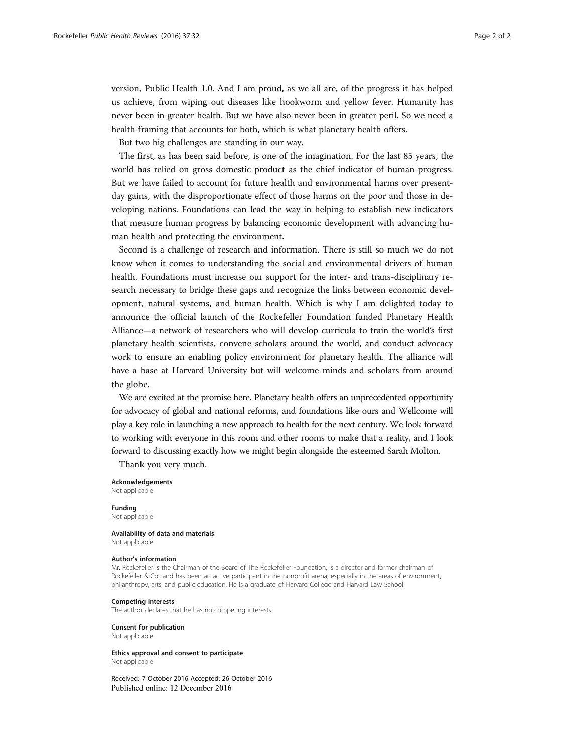version, Public Health 1.0. And I am proud, as we all are, of the progress it has helped us achieve, from wiping out diseases like hookworm and yellow fever. Humanity has never been in greater health. But we have also never been in greater peril. So we need a health framing that accounts for both, which is what planetary health offers.

But two big challenges are standing in our way.

The first, as has been said before, is one of the imagination. For the last 85 years, the world has relied on gross domestic product as the chief indicator of human progress. But we have failed to account for future health and environmental harms over present-day gains, with the disproportionate effect of those harms on the poor and those in developing nations. Foundations can lead the way in helping to establish new indicators that measure human progress by balancing economic development with advancing human health and protecting the environment.

Second is a challenge of research and information. There is still so much we do not know when it comes to understanding the social and environmental drivers of human health. Foundations must increase our support for the inter- and trans-disciplinary research necessary to bridge these gaps and recognize the links between economic development, natural systems, and human health. Which is why I am delighted today to announce the official launch of the Rockefeller Foundation funded Planetary Health Alliance—a network of researchers who will develop curricula to train the world's first planetary health scientists, convene scholars around the world, and conduct advocacy work to ensure an enabling policy environment for planetary health. The alliance will have a base at Harvard University but will welcome minds and scholars from around the globe.

We are excited at the promise here. Planetary health offers an unprecedented opportunity for advocacy of global and national reforms, and foundations like ours and Wellcome will play a key role in launching a new approach to health for the next century. We look forward to working with everyone in this room and other rooms to make that a reality, and I look forward to discussing exactly how we might begin alongside the esteemed Sarah Molton.

Thank you very much.

**Acknowledgements**
Not applicable

**Funding**
Not applicable

**Availability of data and materials**
Not applicable

**Author's information**
Mr. Rockefeller is the Chairman of the Board of The Rockefeller Foundation, is a director and former chairman of Rockefeller & Co., and has been an active participant in the nonprofit arena, especially in the areas of environment, philanthropy, arts, and public education. He is a graduate of Harvard College and Harvard Law School.

**Competing interests**
The author declares that he has no competing interests.

**Consent for publication**
Not applicable

**Ethics approval and consent to participate**
Not applicable

Received: 7 October 2016 Accepted: 26 October 2016
Published online: 12 December 2016